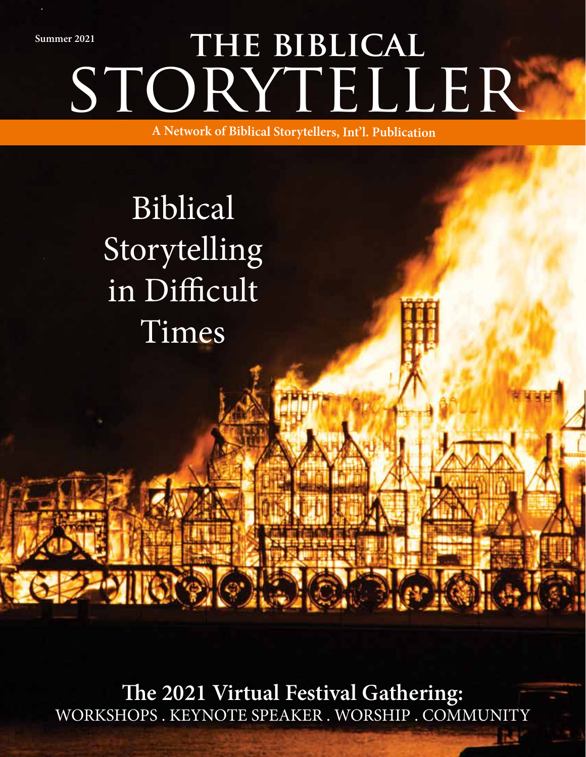Summer 2021

# THE BIBLICAL STORYTELLER

A Network of Biblical Storytellers, Int'l. Publication

## Biblical Storytelling in Difficult Times

**The 2021 Virtual Festival Gathering:**
WORKSHOPS . KEYNOTE SPEAKER . WORSHIP . COMMUNITY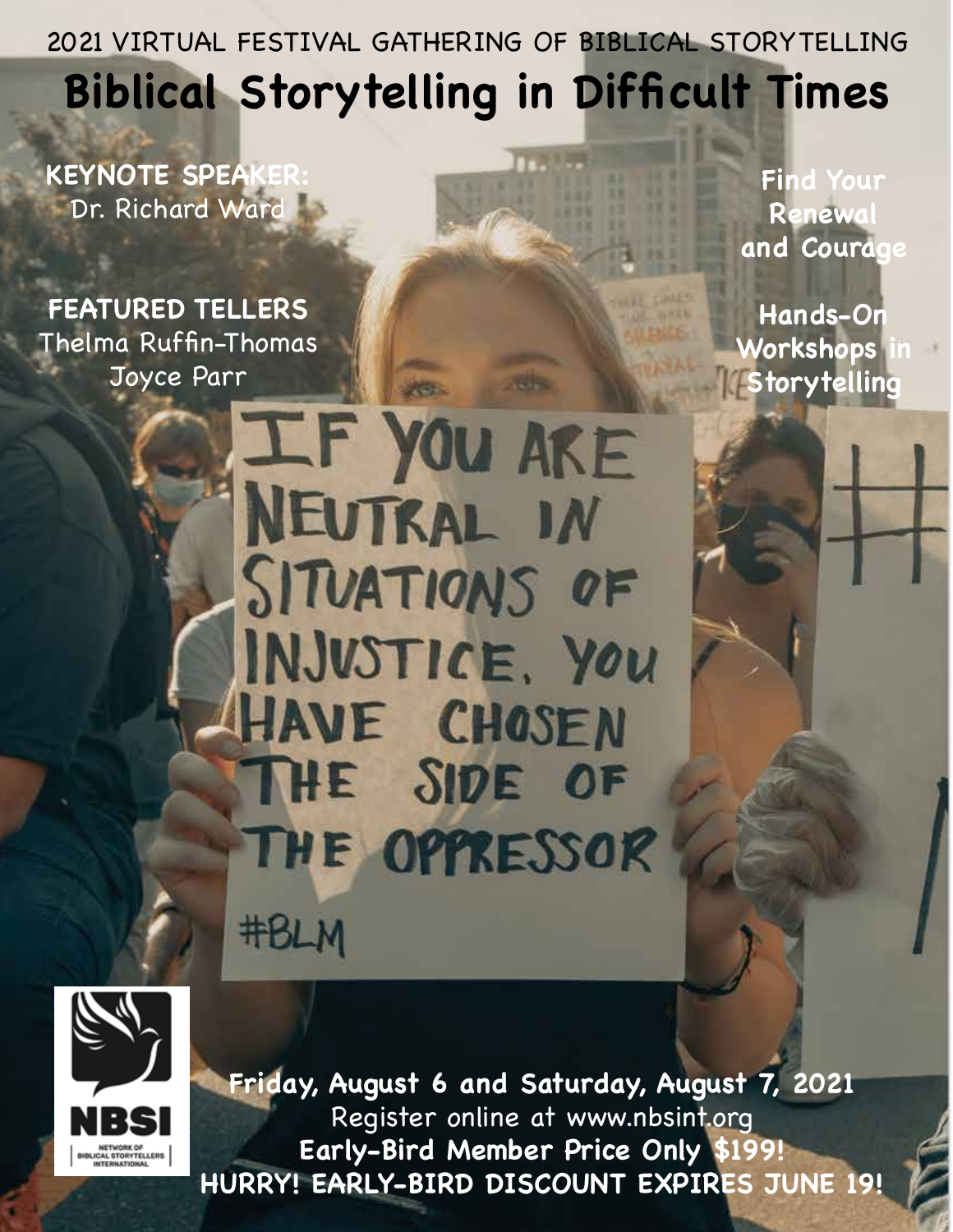2021 VIRTUAL FESTIVAL GATHERING OF BIBLICAL STORYTELLING

# Biblical Storytelling in Difficult Times

**KEYNOTE SPEAKER:**
Dr. Richard Ward

**FEATURED TELLERS**
Thelma Ruffin-Thomas
Joyce Parr

**Find Your Renewal and Courage**

**Hands-On Workshops in Storytelling**

IF YOU ARE NEUTRAL IN SITUATIONS OF INJUSTICE, YOU HAVE CHOSEN THE SIDE OF THE OPPRESSOR

#BLM

NBSI
NETWORK OF BIBLICAL STORYTELLERS INTERNATIONAL

**Friday, August 6 and Saturday, August 7, 2021**
Register online at www.nbsint.org
**Early-Bird Member Price Only $199!**
**HURRY! EARLY-BIRD DISCOUNT EXPIRES JUNE 19!**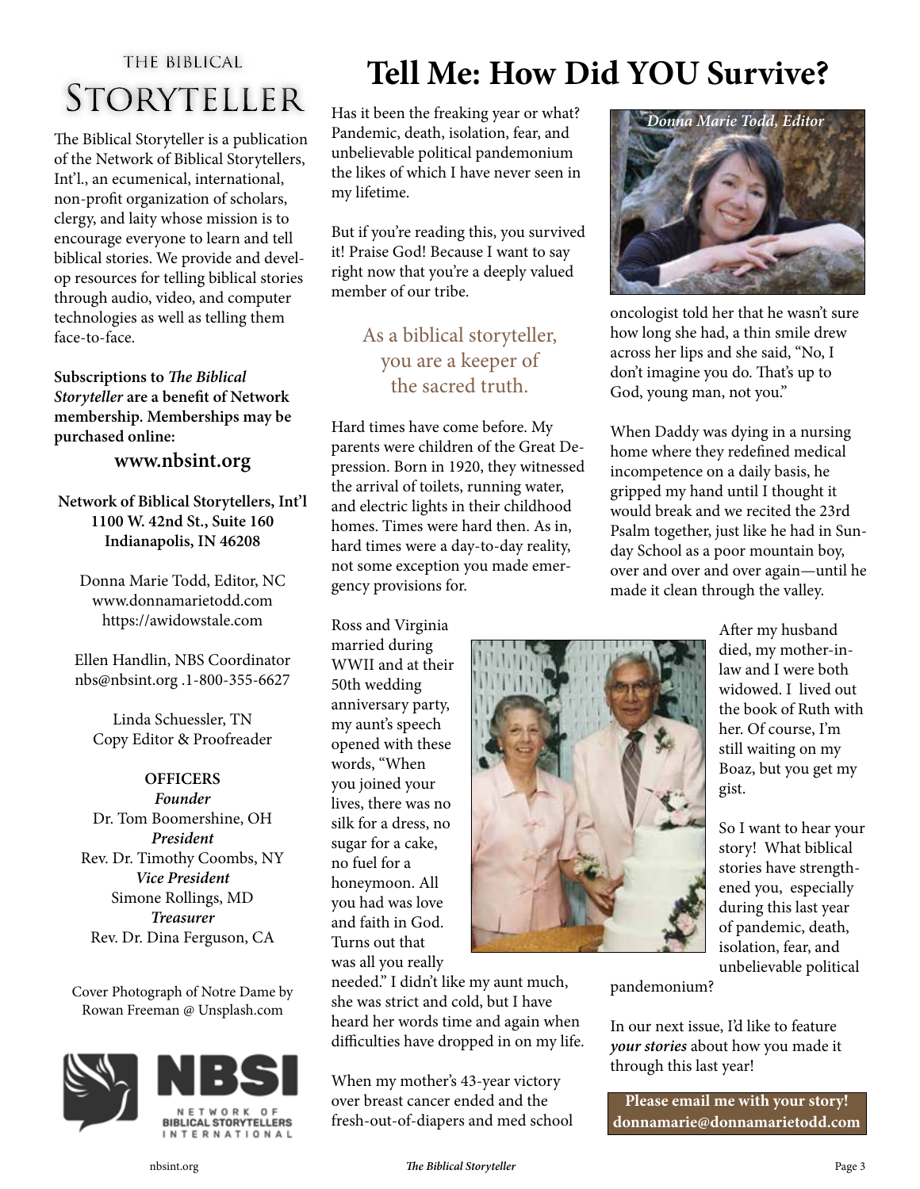# THE BIBLICAL STORYTELLER

The Biblical Storyteller is a publication of the Network of Biblical Storytellers, Int'l., an ecumenical, international, non-profit organization of scholars, clergy, and laity whose mission is to encourage everyone to learn and tell biblical stories. We provide and develop resources for telling biblical stories through audio, video, and computer technologies as well as telling them face-to-face.

**Subscriptions to *The Biblical Storyteller* are a benefit of Network membership. Memberships may be purchased online:**

**www.nbsint.org**

**Network of Biblical Storytellers, Int'l**
**1100 W. 42nd St., Suite 160**
**Indianapolis, IN 46208**

Donna Marie Todd, Editor, NC
www.donnamarietodd.com
https://awidowstale.com

Ellen Handlin, NBS Coordinator
nbs@nbsint.org .1-800-355-6627

Linda Schuessler, TN
Copy Editor & Proofreader

**OFFICERS**

***Founder***
Dr. Tom Boomershine, OH

***President***
Rev. Dr. Timothy Coombs, NY

***Vice President***
Simone Rollings, MD

***Treasurer***
Rev. Dr. Dina Ferguson, CA

Cover Photograph of Notre Dame by Rowan Freeman @ Unsplash.com

NBSI NETWORK OF BIBLICAL STORYTELLERS INTERNATIONAL

# Tell Me: How Did YOU Survive?

Has it been the freaking year or what? Pandemic, death, isolation, fear, and unbelievable political pandemonium the likes of which I have never seen in my lifetime.

But if you're reading this, you survived it! Praise God! Because I want to say right now that you're a deeply valued member of our tribe.

> As a biblical storyteller, you are a keeper of the sacred truth.

Hard times have come before. My parents were children of the Great Depression. Born in 1920, they witnessed the arrival of toilets, running water, and electric lights in their childhood homes. Times were hard then. As in, hard times were a day-to-day reality, not some exception you made emergency provisions for.

Ross and Virginia married during WWII and at their 50th wedding anniversary party, my aunt's speech opened with these words, "When you joined your lives, there was no silk for a dress, no sugar for a cake, no fuel for a honeymoon. All you had was love and faith in God. Turns out that was all you really needed." I didn't like my aunt much, she was strict and cold, but I have heard her words time and again when difficulties have dropped in on my life.

When my mother's 43-year victory over breast cancer ended and the fresh-out-of-diapers and med school oncologist told her that he wasn't sure how long she had, a thin smile drew across her lips and she said, "No, I don't imagine you do. That's up to God, young man, not you."

*Donna Marie Todd, Editor*

When Daddy was dying in a nursing home where they redefined medical incompetence on a daily basis, he gripped my hand until I thought it would break and we recited the 23rd Psalm together, just like he had in Sunday School as a poor mountain boy, over and over and over again—until he made it clean through the valley.

After my husband died, my mother-in-law and I were both widowed. I lived out the book of Ruth with her. Of course, I'm still waiting on my Boaz, but you get my gist.

So I want to hear your story! What biblical stories have strengthened you, especially during this last year of pandemic, death, isolation, fear, and unbelievable political pandemonium?

In our next issue, I'd like to feature *your stories* about how you made it through this last year!

**Please email me with your story!**
**donnamarie@donnamarietodd.com**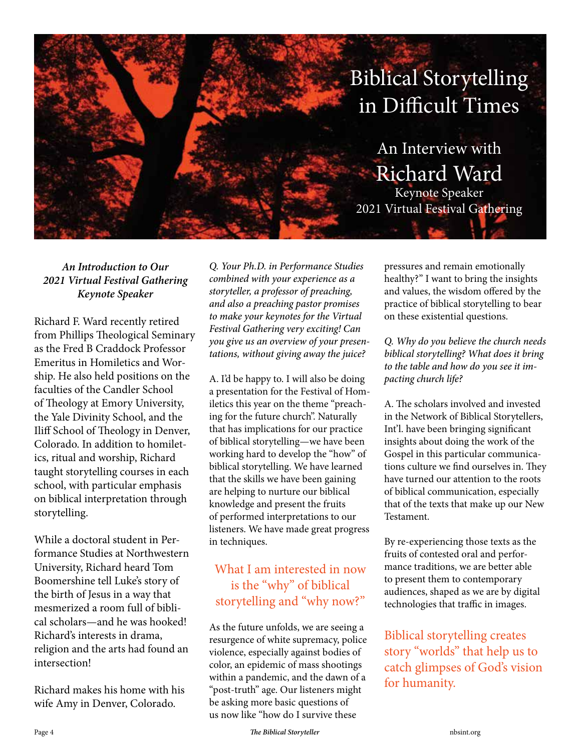# Biblical Storytelling in Difficult Times

## An Interview with Richard Ward

Keynote Speaker
2021 Virtual Festival Gathering

***An Introduction to Our 2021 Virtual Festival Gathering Keynote Speaker***

Richard F. Ward recently retired from Phillips Theological Seminary as the Fred B Craddock Professor Emeritus in Homiletics and Worship. He also held positions on the faculties of the Candler School of Theology at Emory University, the Yale Divinity School, and the Iliff School of Theology in Denver, Colorado. In addition to homiletics, ritual and worship, Richard taught storytelling courses in each school, with particular emphasis on biblical interpretation through storytelling.

While a doctoral student in Performance Studies at Northwestern University, Richard heard Tom Boomershine tell Luke's story of the birth of Jesus in a way that mesmerized a room full of biblical scholars—and he was hooked! Richard's interests in drama, religion and the arts had found an intersection!

Richard makes his home with his wife Amy in Denver, Colorado.

*Q. Your Ph.D. in Performance Studies combined with your experience as a storyteller, a professor of preaching, and also a preaching pastor promises to make your keynotes for the Virtual Festival Gathering very exciting! Can you give us an overview of your presentations, without giving away the juice?*

A. I'd be happy to. I will also be doing a presentation for the Festival of Homiletics this year on the theme "preaching for the future church". Naturally that has implications for our practice of biblical storytelling—we have been working hard to develop the "how" of biblical storytelling. We have learned that the skills we have been gaining are helping to nurture our biblical knowledge and present the fruits of performed interpretations to our listeners. We have made great progress in techniques.

> What I am interested in now is the "why" of biblical storytelling and "why now?"

As the future unfolds, we are seeing a resurgence of white supremacy, police violence, especially against bodies of color, an epidemic of mass shootings within a pandemic, and the dawn of a "post-truth" age. Our listeners might be asking more basic questions of us now like "how do I survive these pressures and remain emotionally healthy?" I want to bring the insights and values, the wisdom offered by the practice of biblical storytelling to bear on these existential questions.

*Q. Why do you believe the church needs biblical storytelling? What does it bring to the table and how do you see it impacting church life?*

A. The scholars involved and invested in the Network of Biblical Storytellers, Int'l. have been bringing significant insights about doing the work of the Gospel in this particular communications culture we find ourselves in. They have turned our attention to the roots of biblical communication, especially that of the texts that make up our New Testament.

By re-experiencing those texts as the fruits of contested oral and performance traditions, we are better able to present them to contemporary audiences, shaped as we are by digital technologies that traffic in images.

> Biblical storytelling creates story "worlds" that help us to catch glimpses of God's vision for humanity.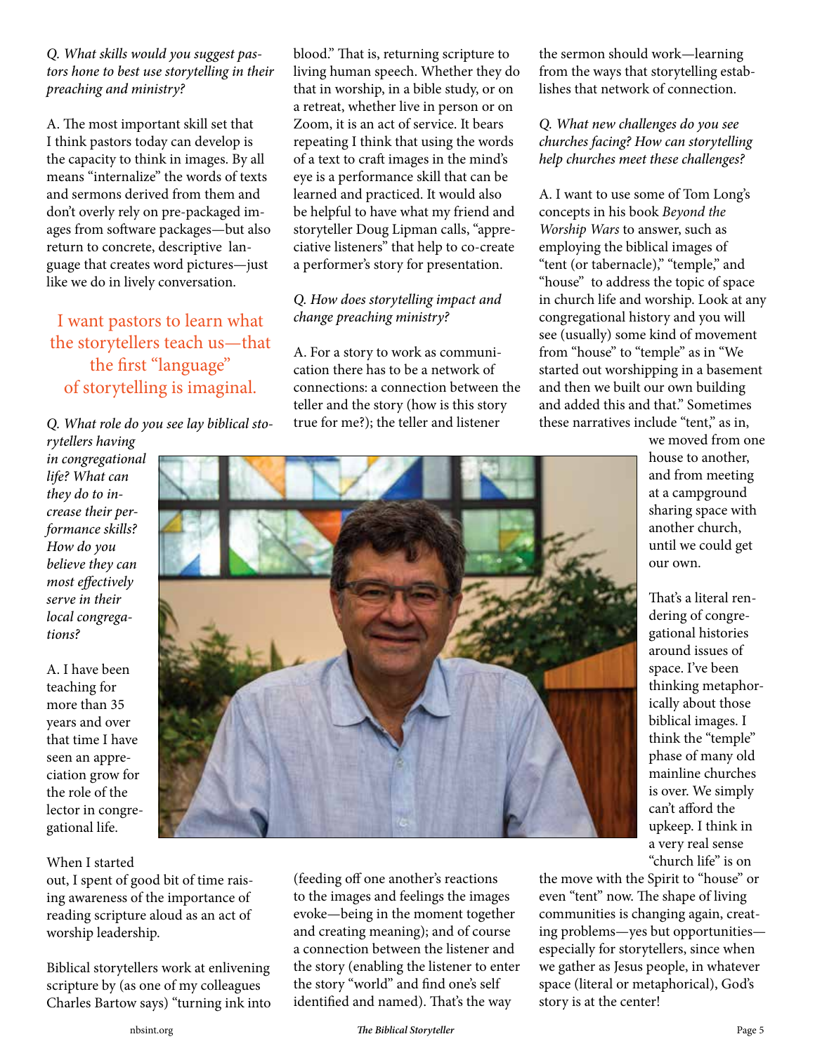*Q. What skills would you suggest pastors hone to best use storytelling in their preaching and ministry?*

A. The most important skill set that I think pastors today can develop is the capacity to think in images. By all means "internalize" the words of texts and sermons derived from them and don't overly rely on pre-packaged images from software packages—but also return to concrete, descriptive language that creates word pictures—just like we do in lively conversation.

> I want pastors to learn what the storytellers teach us—that the first "language" of storytelling is imaginal.

*Q. What role do you see lay biblical storytellers having in congregational life? What can they do to increase their performance skills? How do you believe they can most effectively serve in their local congregations?*

A. I have been teaching for more than 35 years and over that time I have seen an appreciation grow for the role of the lector in congregational life.

When I started out, I spent of good bit of time raising awareness of the importance of reading scripture aloud as an act of worship leadership.

Biblical storytellers work at enlivening scripture by (as one of my colleagues Charles Bartow says) "turning ink into blood." That is, returning scripture to living human speech. Whether they do that in worship, in a bible study, or on a retreat, whether live in person or on Zoom, it is an act of service. It bears repeating I think that using the words of a text to craft images in the mind's eye is a performance skill that can be learned and practiced. It would also be helpful to have what my friend and storyteller Doug Lipman calls, "appreciative listeners" that help to co-create a performer's story for presentation.

*Q. How does storytelling impact and change preaching ministry?*

A. For a story to work as communication there has to be a network of connections: a connection between the teller and the story (how is this story true for me?); the teller and listener (feeding off one another's reactions to the images and feelings the images evoke—being in the moment together and creating meaning); and of course a connection between the listener and the story (enabling the listener to enter the story "world" and find one's self identified and named). That's the way the sermon should work—learning from the ways that storytelling establishes that network of connection.

*Q. What new challenges do you see churches facing? How can storytelling help churches meet these challenges?*

A. I want to use some of Tom Long's concepts in his book *Beyond the Worship Wars* to answer, such as employing the biblical images of "tent (or tabernacle)," "temple," and "house" to address the topic of space in church life and worship. Look at any congregational history and you will see (usually) some kind of movement from "house" to "temple" as in "We started out worshipping in a basement and then we built our own building and added this and that." Sometimes these narratives include "tent," as in, we moved from one house to another, and from meeting at a campground sharing space with another church, until we could get our own.

That's a literal rendering of congregational histories around issues of space. I've been thinking metaphorically about those biblical images. I think the "temple" phase of many old mainline churches is over. We simply can't afford the upkeep. I think in a very real sense "church life" is on the move with the Spirit to "house" or even "tent" now. The shape of living communities is changing again, creating problems—yes but opportunities—especially for storytellers, since when we gather as Jesus people, in whatever space (literal or metaphorical), God's story is at the center!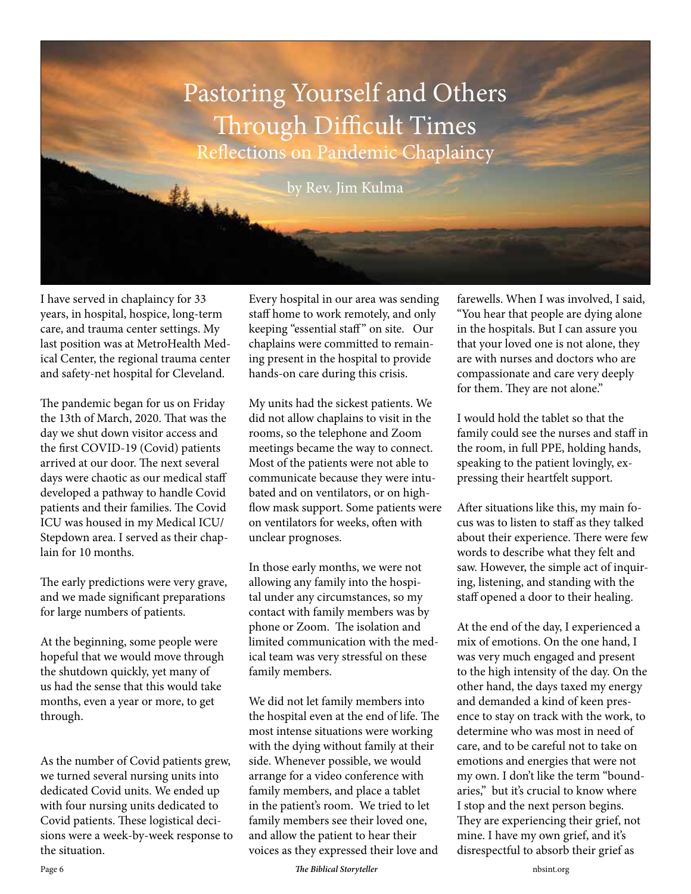# Pastoring Yourself and Others Through Difficult Times

## Reflections on Pandemic Chaplaincy

by Rev. Jim Kulma

I have served in chaplaincy for 33 years, in hospital, hospice, long-term care, and trauma center settings. My last position was at MetroHealth Medical Center, the regional trauma center and safety-net hospital for Cleveland.

The pandemic began for us on Friday the 13th of March, 2020. That was the day we shut down visitor access and the first COVID-19 (Covid) patients arrived at our door. The next several days were chaotic as our medical staff developed a pathway to handle Covid patients and their families. The Covid ICU was housed in my Medical ICU/ Stepdown area. I served as their chaplain for 10 months.

The early predictions were very grave, and we made significant preparations for large numbers of patients.

At the beginning, some people were hopeful that we would move through the shutdown quickly, yet many of us had the sense that this would take months, even a year or more, to get through.

As the number of Covid patients grew, we turned several nursing units into dedicated Covid units. We ended up with four nursing units dedicated to Covid patients. These logistical decisions were a week-by-week response to the situation.

Every hospital in our area was sending staff home to work remotely, and only keeping "essential staff" on site. Our chaplains were committed to remaining present in the hospital to provide hands-on care during this crisis.

My units had the sickest patients. We did not allow chaplains to visit in the rooms, so the telephone and Zoom meetings became the way to connect. Most of the patients were not able to communicate because they were intubated and on ventilators, or on high-flow mask support. Some patients were on ventilators for weeks, often with unclear prognoses.

In those early months, we were not allowing any family into the hospital under any circumstances, so my contact with family members was by phone or Zoom. The isolation and limited communication with the medical team was very stressful on these family members.

We did not let family members into the hospital even at the end of life. The most intense situations were working with the dying without family at their side. Whenever possible, we would arrange for a video conference with family members, and place a tablet in the patient's room. We tried to let family members see their loved one, and allow the patient to hear their voices as they expressed their love and farewells. When I was involved, I said, "You hear that people are dying alone in the hospitals. But I can assure you that your loved one is not alone, they are with nurses and doctors who are compassionate and care very deeply for them. They are not alone."

I would hold the tablet so that the family could see the nurses and staff in the room, in full PPE, holding hands, speaking to the patient lovingly, expressing their heartfelt support.

After situations like this, my main focus was to listen to staff as they talked about their experience. There were few words to describe what they felt and saw. However, the simple act of inquiring, listening, and standing with the staff opened a door to their healing.

At the end of the day, I experienced a mix of emotions. On the one hand, I was very much engaged and present to the high intensity of the day. On the other hand, the days taxed my energy and demanded a kind of keen presence to stay on track with the work, to determine who was most in need of care, and to be careful not to take on emotions and energies that were not my own. I don't like the term "boundaries," but it's crucial to know where I stop and the next person begins. They are experiencing their grief, not mine. I have my own grief, and it's disrespectful to absorb their grief as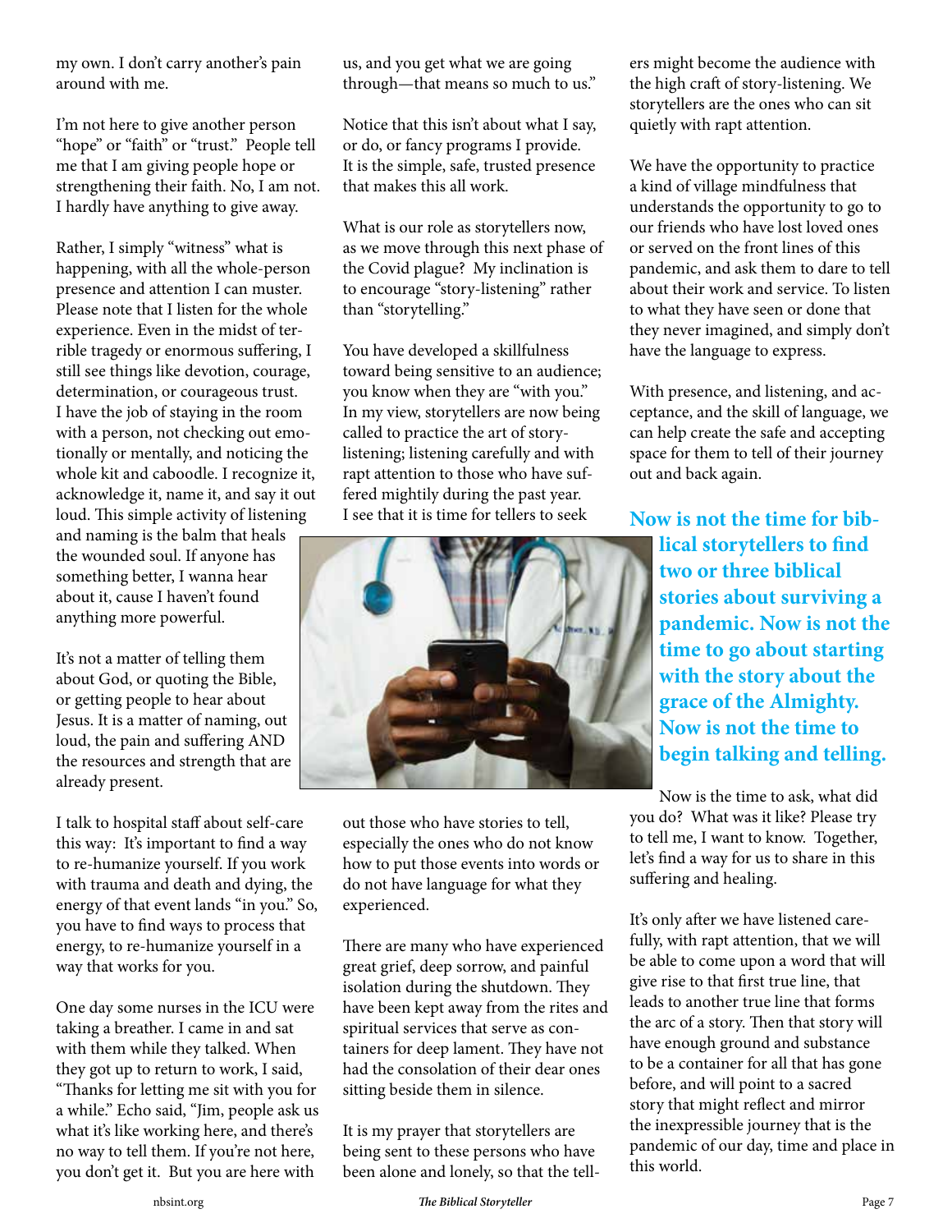my own. I don't carry another's pain around with me.

I'm not here to give another person "hope" or "faith" or "trust." People tell me that I am giving people hope or strengthening their faith. No, I am not. I hardly have anything to give away.

Rather, I simply "witness" what is happening, with all the whole-person presence and attention I can muster. Please note that I listen for the whole experience. Even in the midst of terrible tragedy or enormous suffering, I still see things like devotion, courage, determination, or courageous trust. I have the job of staying in the room with a person, not checking out emotionally or mentally, and noticing the whole kit and caboodle. I recognize it, acknowledge it, name it, and say it out loud. This simple activity of listening and naming is the balm that heals the wounded soul. If anyone has something better, I wanna hear about it, cause I haven't found anything more powerful.

It's not a matter of telling them about God, or quoting the Bible, or getting people to hear about Jesus. It is a matter of naming, out loud, the pain and suffering AND the resources and strength that are already present.

I talk to hospital staff about self-care this way: It's important to find a way to re-humanize yourself. If you work with trauma and death and dying, the energy of that event lands "in you." So, you have to find ways to process that energy, to re-humanize yourself in a way that works for you.

One day some nurses in the ICU were taking a breather. I came in and sat with them while they talked. When they got up to return to work, I said, "Thanks for letting me sit with you for a while." Echo said, "Jim, people ask us what it's like working here, and there's no way to tell them. If you're not here, you don't get it. But you are here with us, and you get what we are going through—that means so much to us."

Notice that this isn't about what I say, or do, or fancy programs I provide. It is the simple, safe, trusted presence that makes this all work.

What is our role as storytellers now, as we move through this next phase of the Covid plague? My inclination is to encourage "story-listening" rather than "storytelling."

You have developed a skillfulness toward being sensitive to an audience; you know when they are "with you." In my view, storytellers are now being called to practice the art of story-listening; listening carefully and with rapt attention to those who have suffered mightily during the past year. I see that it is time for tellers to seek out those who have stories to tell, especially the ones who do not know how to put those events into words or do not have language for what they experienced.

There are many who have experienced great grief, deep sorrow, and painful isolation during the shutdown. They have been kept away from the rites and spiritual services that serve as containers for deep lament. They have not had the consolation of their dear ones sitting beside them in silence.

It is my prayer that storytellers are being sent to these persons who have been alone and lonely, so that the tellers might become the audience with the high craft of story-listening. We storytellers are the ones who can sit quietly with rapt attention.

We have the opportunity to practice a kind of village mindfulness that understands the opportunity to go to our friends who have lost loved ones or served on the front lines of this pandemic, and ask them to dare to tell about their work and service. To listen to what they have seen or done that they never imagined, and simply don't have the language to express.

With presence, and listening, and acceptance, and the skill of language, we can help create the safe and accepting space for them to tell of their journey out and back again.

**Now is not the time for biblical storytellers to find two or three biblical stories about surviving a pandemic. Now is not the time to go about starting with the story about the grace of the Almighty. Now is not the time to begin talking and telling.**

Now is the time to ask, what did you do? What was it like? Please try to tell me, I want to know. Together, let's find a way for us to share in this suffering and healing.

It's only after we have listened carefully, with rapt attention, that we will be able to come upon a word that will give rise to that first true line, that leads to another true line that forms the arc of a story. Then that story will have enough ground and substance to be a container for all that has gone before, and will point to a sacred story that might reflect and mirror the inexpressible journey that is the pandemic of our day, time and place in this world.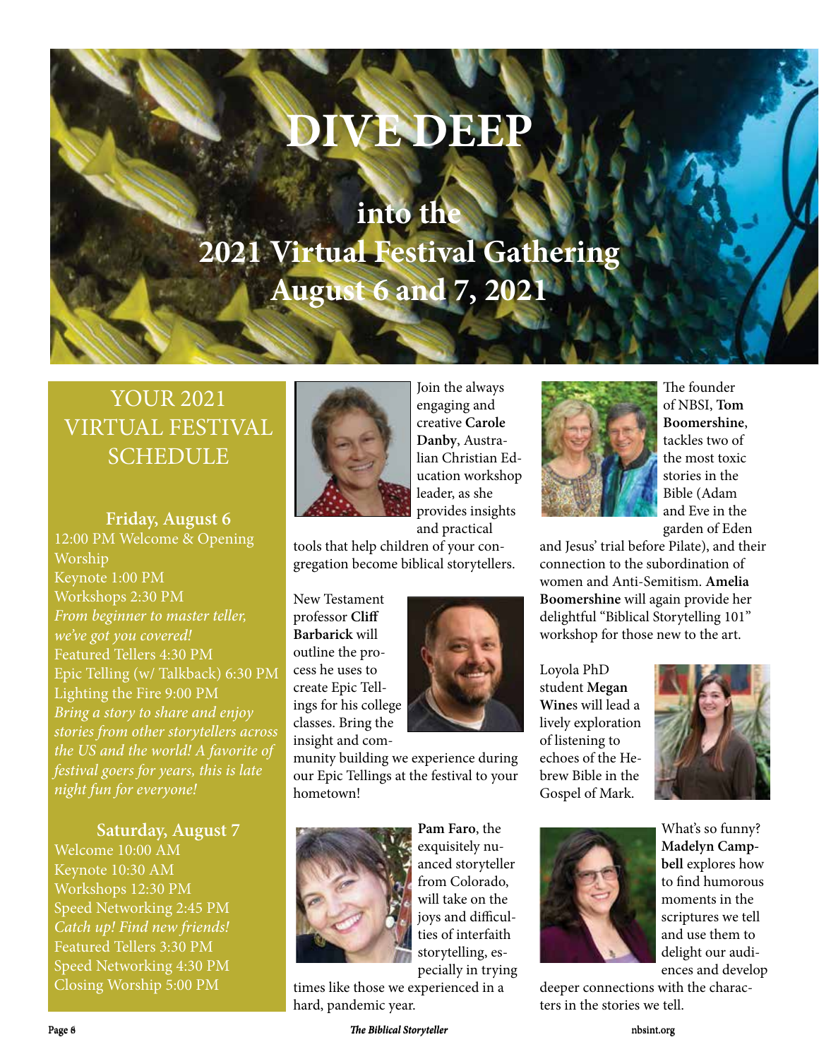# DIVE DEEP

## into the 2021 Virtual Festival Gathering August 6 and 7, 2021

## YOUR 2021 VIRTUAL FESTIVAL SCHEDULE

### Friday, August 6

12:00 PM Welcome & Opening Worship
Keynote 1:00 PM
Workshops 2:30 PM
*From beginner to master teller, we've got you covered!*
Featured Tellers 4:30 PM
Epic Telling (w/ Talkback) 6:30 PM
Lighting the Fire 9:00 PM
*Bring a story to share and enjoy stories from other storytellers across the US and the world! A favorite of festival goers for years, this is late night fun for everyone!*

### Saturday, August 7

Welcome 10:00 AM
Keynote 10:30 AM
Workshops 12:30 PM
Speed Networking 2:45 PM
*Catch up! Find new friends!*
Featured Tellers 3:30 PM
Speed Networking 4:30 PM
Closing Worship 5:00 PM

Join the always engaging and creative **Carole Danby**, Australian Christian Education workshop leader, as she provides insights and practical tools that help children of your congregation become biblical storytellers.

New Testament professor **Cliff Barbarick** will outline the process he uses to create Epic Tellings for his college classes. Bring the insight and community building we experience during our Epic Tellings at the festival to your hometown!

**Pam Faro**, the exquisitely nuanced storyteller from Colorado, will take on the joys and difficulties of interfaith storytelling, especially in trying times like those we experienced in a hard, pandemic year.

The founder of NBSI, **Tom Boomershine**, tackles two of the most toxic stories in the Bible (Adam and Eve in the garden of Eden and Jesus' trial before Pilate), and their connection to the subordination of women and Anti-Semitism. **Amelia Boomershine** will again provide her delightful "Biblical Storytelling 101" workshop for those new to the art.

Loyola PhD student **Megan Wines** will lead a lively exploration of listening to echoes of the Hebrew Bible in the Gospel of Mark.

What's so funny? **Madelyn Campbell** explores how to find humorous moments in the scriptures we tell and use them to delight our audiences and develop deeper connections with the characters in the stories we tell.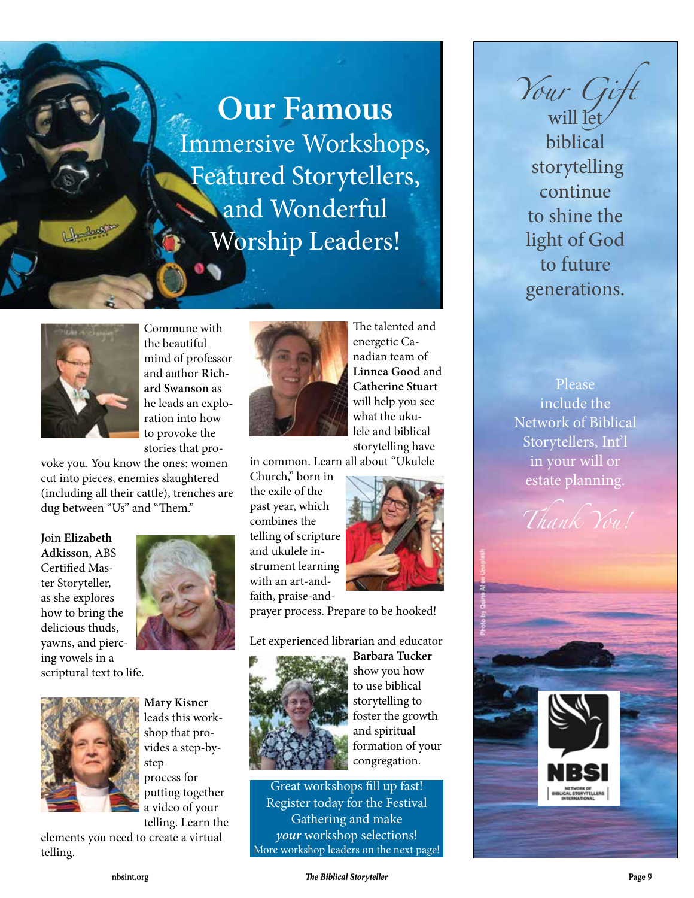# Our Famous

## Immersive Workshops, Featured Storytellers, and Wonderful Worship Leaders!

Commune with the beautiful mind of professor and author **Richard Swanson** as he leads an exploration into how to provoke the stories that provoke you. You know the ones: women cut into pieces, enemies slaughtered (including all their cattle), trenches are dug between "Us" and "Them."

Join **Elizabeth Adkisson**, ABS Certified Master Storyteller, as she explores how to bring the delicious thuds, yawns, and piercing vowels in a scriptural text to life.

**Mary Kisner** leads this workshop that provides a step-by-step process for putting together a video of your telling. Learn the elements you need to create a virtual telling.

The talented and energetic Canadian team of **Linnea Good** and **Catherine Stuart** will help you see what the ukulele and biblical storytelling have in common. Learn all about "Ukulele Church," born in the exile of the past year, which combines the telling of scripture and ukulele instrument learning with an art-and-faith, praise-and-prayer process. Prepare to be hooked!

Let experienced librarian and educator **Barbara Tucker** show you how to use biblical storytelling to foster the growth and spiritual formation of your congregation.

Great workshops fill up fast! Register today for the Festival Gathering and make *your* workshop selections!
More workshop leaders on the next page!

*Your Gift* will let biblical storytelling continue to shine the light of God to future generations.

Please include the Network of Biblical Storytellers, Int'l in your will or estate planning.

*Thank You!*

Photo by Quino Al on Unsplash

NBSI
NETWORK OF BIBLICAL STORYTELLERS INTERNATIONAL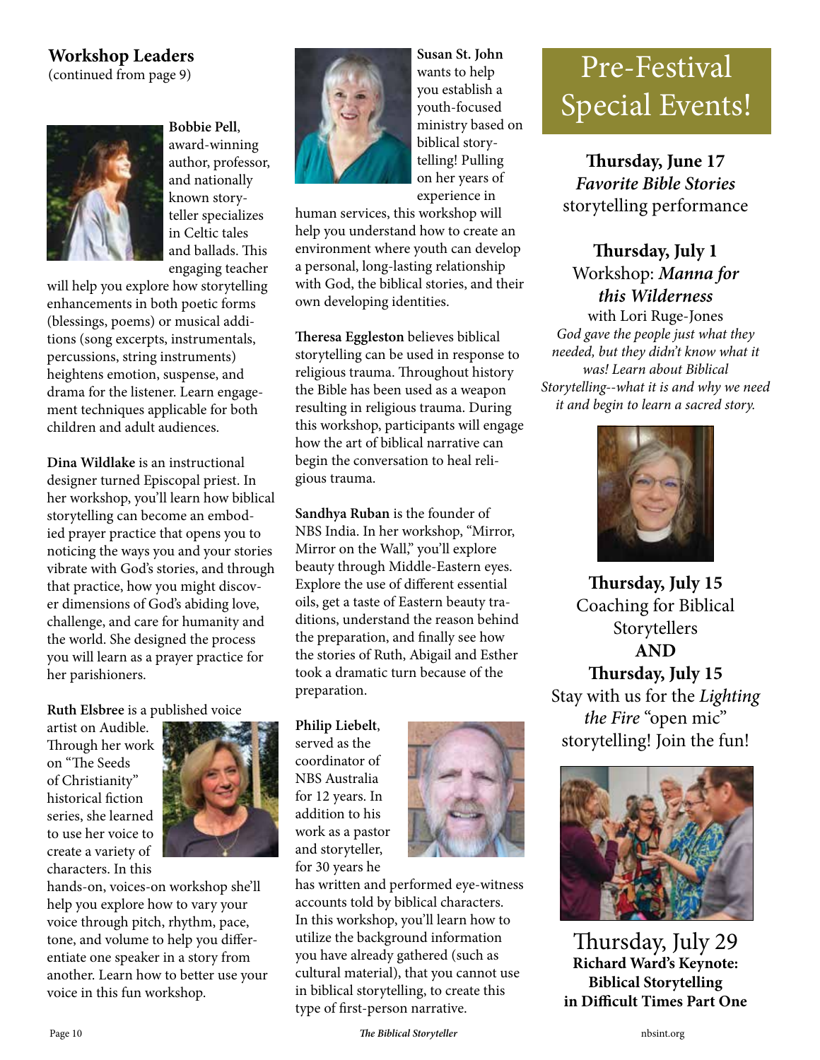## Workshop Leaders

(continued from page 9)

**Bobbie Pell**, award-winning author, professor, and nationally known storyteller specializes in Celtic tales and ballads. This engaging teacher will help you explore how storytelling enhancements in both poetic forms (blessings, poems) or musical additions (song excerpts, instrumentals, percussions, string instruments) heightens emotion, suspense, and drama for the listener. Learn engagement techniques applicable for both children and adult audiences.

**Dina Wildlake** is an instructional designer turned Episcopal priest. In her workshop, you'll learn how biblical storytelling can become an embodied prayer practice that opens you to noticing the ways you and your stories vibrate with God's stories, and through that practice, how you might discover dimensions of God's abiding love, challenge, and care for humanity and the world. She designed the process you will learn as a prayer practice for her parishioners.

**Ruth Elsbree** is a published voice artist on Audible. Through her work on "The Seeds of Christianity" historical fiction series, she learned to use her voice to create a variety of characters. In this hands-on, voices-on workshop she'll help you explore how to vary your voice through pitch, rhythm, pace, tone, and volume to help you differentiate one speaker in a story from another. Learn how to better use your voice in this fun workshop.

**Susan St. John** wants to help you establish a youth-focused ministry based on biblical storytelling! Pulling on her years of experience in human services, this workshop will help you understand how to create an environment where youth can develop a personal, long-lasting relationship with God, the biblical stories, and their own developing identities.

**Theresa Eggleston** believes biblical storytelling can be used in response to religious trauma. Throughout history the Bible has been used as a weapon resulting in religious trauma. During this workshop, participants will engage how the art of biblical narrative can begin the conversation to heal religious trauma.

**Sandhya Ruban** is the founder of NBS India. In her workshop, "Mirror, Mirror on the Wall," you'll explore beauty through Middle-Eastern eyes. Explore the use of different essential oils, get a taste of Eastern beauty traditions, understand the reason behind the preparation, and finally see how the stories of Ruth, Abigail and Esther took a dramatic turn because of the preparation.

**Philip Liebelt**, served as the coordinator of NBS Australia for 12 years. In addition to his work as a pastor and storyteller, for 30 years he has written and performed eye-witness accounts told by biblical characters. In this workshop, you'll learn how to utilize the background information you have already gathered (such as cultural material), that you cannot use in biblical storytelling, to create this type of first-person narrative.

# Pre-Festival Special Events!

**Thursday, June 17**
***Favorite Bible Stories***
storytelling performance

**Thursday, July 1**
Workshop: ***Manna for this Wilderness***
with Lori Ruge-Jones
*God gave the people just what they needed, but they didn't know what it was! Learn about Biblical Storytelling--what it is and why we need it and begin to learn a sacred story.*

**Thursday, July 15**
Coaching for Biblical Storytellers
**AND**
**Thursday, July 15**
Stay with us for the *Lighting the Fire* "open mic" storytelling! Join the fun!

Thursday, July 29
**Richard Ward's Keynote: Biblical Storytelling in Difficult Times Part One**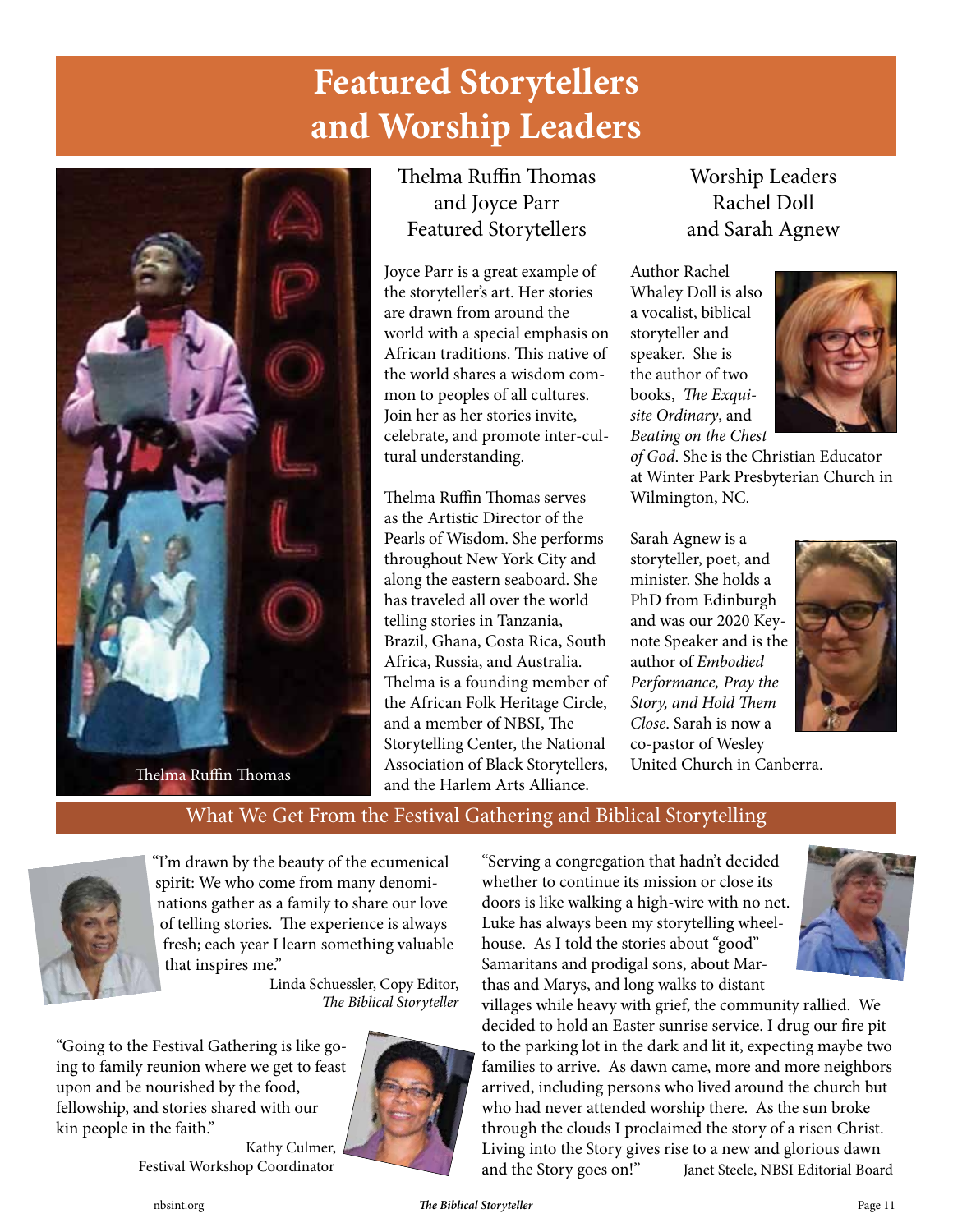# Featured Storytellers and Worship Leaders

Thelma Ruffin Thomas

## Thelma Ruffin Thomas and Joyce Parr Featured Storytellers

Joyce Parr is a great example of the storyteller's art. Her stories are drawn from around the world with a special emphasis on African traditions. This native of the west shares a wisdom common to peoples of all cultures. Join her as her stories invite, celebrate, and promote inter-cultural understanding.

Thelma Ruffin Thomas serves as the Artistic Director of the Pearls of Wisdom. She performs throughout New York City and along the eastern seaboard. She has traveled all over the world telling stories in Tanzania, Brazil, Ghana, Costa Rica, South Africa, Russia, and Australia. Thelma is a founding member of the African Folk Heritage Circle, and a member of NBSI, The Storytelling Center, the National Association of Black Storytellers, and the Harlem Arts Alliance.

## Worship Leaders Rachel Doll and Sarah Agnew

Author Rachel Whaley Doll is also a vocalist, biblical storyteller and speaker. She is the author of two books, *The Exquisite Ordinary*, and *Beating on the Chest of God*. She is the Christian Educator at Winter Park Presbyterian Church in Wilmington, NC.

Sarah Agnew is a storyteller, poet, and minister. She holds a PhD from Edinburgh and was our 2020 Keynote Speaker and is the author of *Embodied Performance, Pray the Story, and Hold Them Close*. Sarah is now a co-pastor of Wesley United Church in Canberra.

## What We Get From the Festival Gathering and Biblical Storytelling

"I'm drawn by the beauty of the ecumenical spirit: We who come from many denominations gather as a family to share our love of telling stories. The experience is always fresh; each year I learn something valuable that inspires me."

Linda Schuessler, Copy Editor, *The Biblical Storyteller*

"Going to the Festival Gathering is like going to family reunion where we get to feast upon and be nourished by the food, fellowship, and stories shared with our kin people in the faith."

Kathy Culmer, Festival Workshop Coordinator

"Serving a congregation that hadn't decided whether to continue its mission or close its doors is like walking a high-wire with no net. Luke has always been my storytelling wheelhouse. As I told the stories about "good" Samaritans and prodigal sons, about Marthas and Marys, and long walks to distant villages while heavy with grief, the community rallied. We decided to hold an Easter sunrise service. I drug our fire pit to the parking lot in the dark and lit it, expecting maybe two families to arrive. As dawn came, more and more neighbors arrived, including persons who lived around the church but who had never attended worship there. As the sun broke through the clouds I proclaimed the story of a risen Christ. Living into the Story gives rise to a new and glorious dawn and the Story goes on!"

Janet Steele, NBSI Editorial Board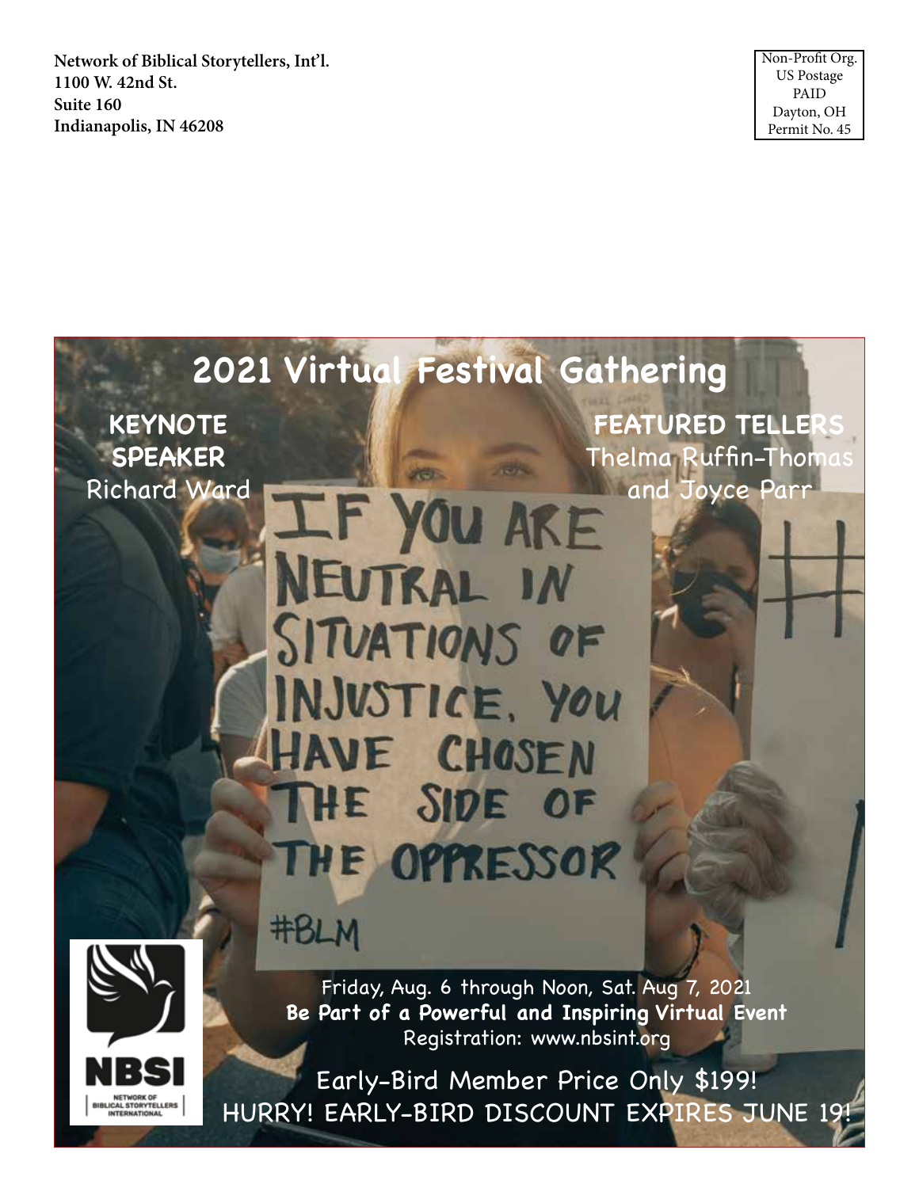**Network of Biblical Storytellers, Int'l.**
**1100 W. 42nd St.**
**Suite 160**
**Indianapolis, IN 46208**

Non-Profit Org.
US Postage
PAID
Dayton, OH
Permit No. 45

# 2021 Virtual Festival Gathering

**KEYNOTE SPEAKER**
Richard Ward

**FEATURED TELLERS**
Thelma Ruffin-Thomas and Joyce Parr

IF YOU ARE NEUTRAL IN SITUATIONS OF INJUSTICE, YOU HAVE CHOSEN THE SIDE OF THE OPPRESSOR

#BLM

Friday, Aug. 6 through Noon, Sat. Aug 7, 2021

**Be Part of a Powerful and Inspiring Virtual Event**

Registration: www.nbsint.org

Early-Bird Member Price Only $199!

HURRY! EARLY-BIRD DISCOUNT EXPIRES JUNE 19!

NBSI
NETWORK OF BIBLICAL STORYTELLERS INTERNATIONAL